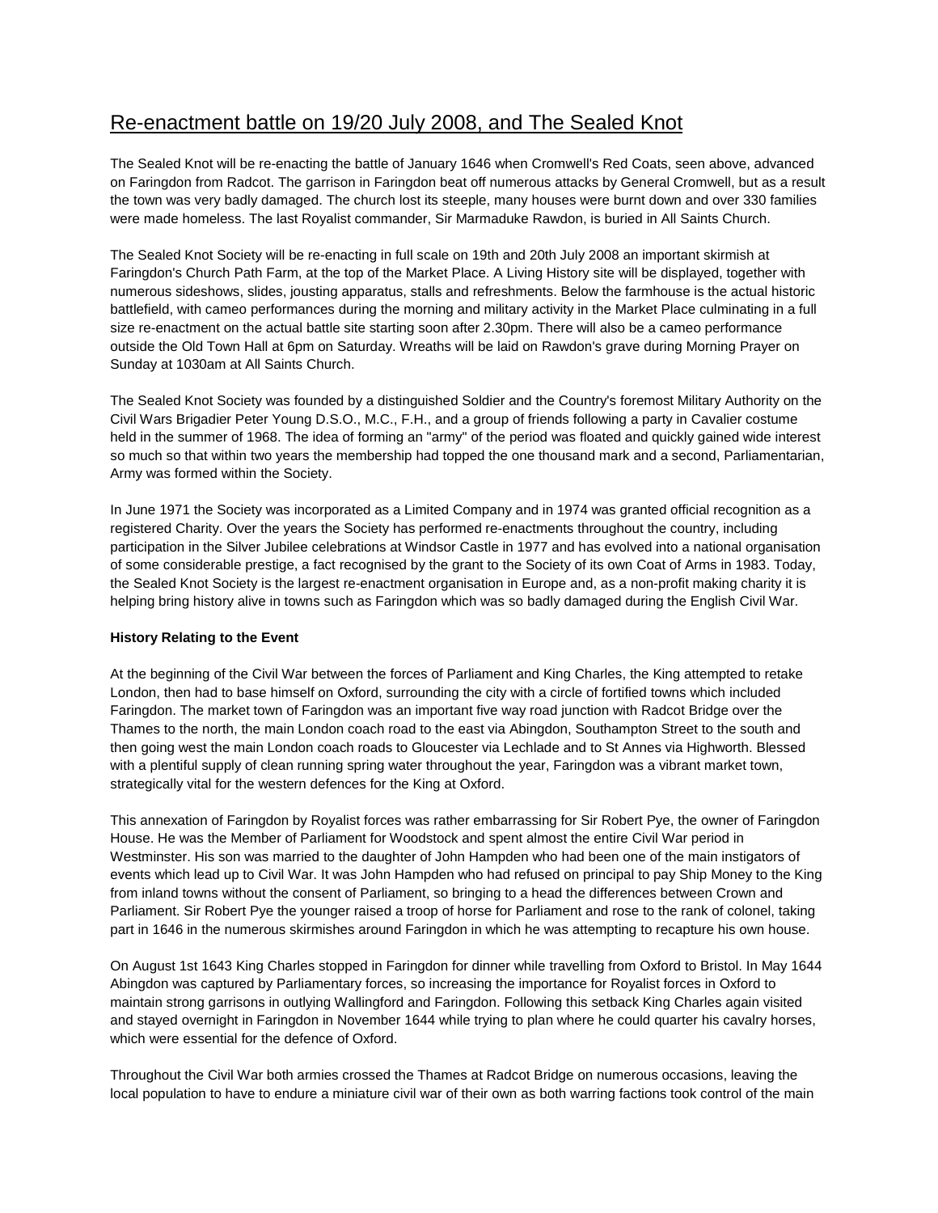# Re-enactment battle on 19/20 July 2008, and The Sealed Knot

The Sealed Knot will be re-enacting the battle of January 1646 when Cromwell's Red Coats, seen above, advanced on Faringdon from Radcot. The garrison in Faringdon beat off numerous attacks by General Cromwell, but as a result the town was very badly damaged. The church lost its steeple, many houses were burnt down and over 330 families were made homeless. The last Royalist commander, Sir Marmaduke Rawdon, is buried in All Saints Church.

The Sealed Knot Society will be re-enacting in full scale on 19th and 20th July 2008 an important skirmish at Faringdon's Church Path Farm, at the top of the Market Place. A Living History site will be displayed, together with numerous sideshows, slides, jousting apparatus, stalls and refreshments. Below the farmhouse is the actual historic battlefield, with cameo performances during the morning and military activity in the Market Place culminating in a full size re-enactment on the actual battle site starting soon after 2.30pm. There will also be a cameo performance outside the Old Town Hall at 6pm on Saturday. Wreaths will be laid on Rawdon's grave during Morning Prayer on Sunday at 1030am at All Saints Church.

The Sealed Knot Society was founded by a distinguished Soldier and the Country's foremost Military Authority on the Civil Wars Brigadier Peter Young D.S.O., M.C., F.H., and a group of friends following a party in Cavalier costume held in the summer of 1968. The idea of forming an "army" of the period was floated and quickly gained wide interest so much so that within two years the membership had topped the one thousand mark and a second, Parliamentarian, Army was formed within the Society.

In June 1971 the Society was incorporated as a Limited Company and in 1974 was granted official recognition as a registered Charity. Over the years the Society has performed re-enactments throughout the country, including participation in the Silver Jubilee celebrations at Windsor Castle in 1977 and has evolved into a national organisation of some considerable prestige, a fact recognised by the grant to the Society of its own Coat of Arms in 1983. Today, the Sealed Knot Society is the largest re-enactment organisation in Europe and, as a non-profit making charity it is helping bring history alive in towns such as Faringdon which was so badly damaged during the English Civil War.

**History Relating to the Event**

At the beginning of the Civil War between the forces of Parliament and King Charles, the King attempted to retake London, then had to base himself on Oxford, surrounding the city with a circle of fortified towns which included Faringdon. The market town of Faringdon was an important five way road junction with Radcot Bridge over the Thames to the north, the main London coach road to the east via Abingdon, Southampton Street to the south and then going west the main London coach roads to Gloucester via Lechlade and to St Annes via Highworth. Blessed with a plentiful supply of clean running spring water throughout the year, Faringdon was a vibrant market town, strategically vital for the western defences for the King at Oxford.

This annexation of Faringdon by Royalist forces was rather embarrassing for Sir Robert Pye, the owner of Faringdon House. He was the Member of Parliament for Woodstock and spent almost the entire Civil War period in Westminster. His son was married to the daughter of John Hampden who had been one of the main instigators of events which lead up to Civil War. It was John Hampden who had refused on principal to pay Ship Money to the King from inland towns without the consent of Parliament, so bringing to a head the differences between Crown and Parliament. Sir Robert Pye the younger raised a troop of horse for Parliament and rose to the rank of colonel, taking part in 1646 in the numerous skirmishes around Faringdon in which he was attempting to recapture his own house.

On August 1st 1643 King Charles stopped in Faringdon for dinner while travelling from Oxford to Bristol. In May 1644 Abingdon was captured by Parliamentary forces, so increasing the importance for Royalist forces in Oxford to maintain strong garrisons in outlying Wallingford and Faringdon. Following this setback King Charles again visited and stayed overnight in Faringdon in November 1644 while trying to plan where he could quarter his cavalry horses, which were essential for the defence of Oxford.

Throughout the Civil War both armies crossed the Thames at Radcot Bridge on numerous occasions, leaving the local population to have to endure a miniature civil war of their own as both warring factions took control of the main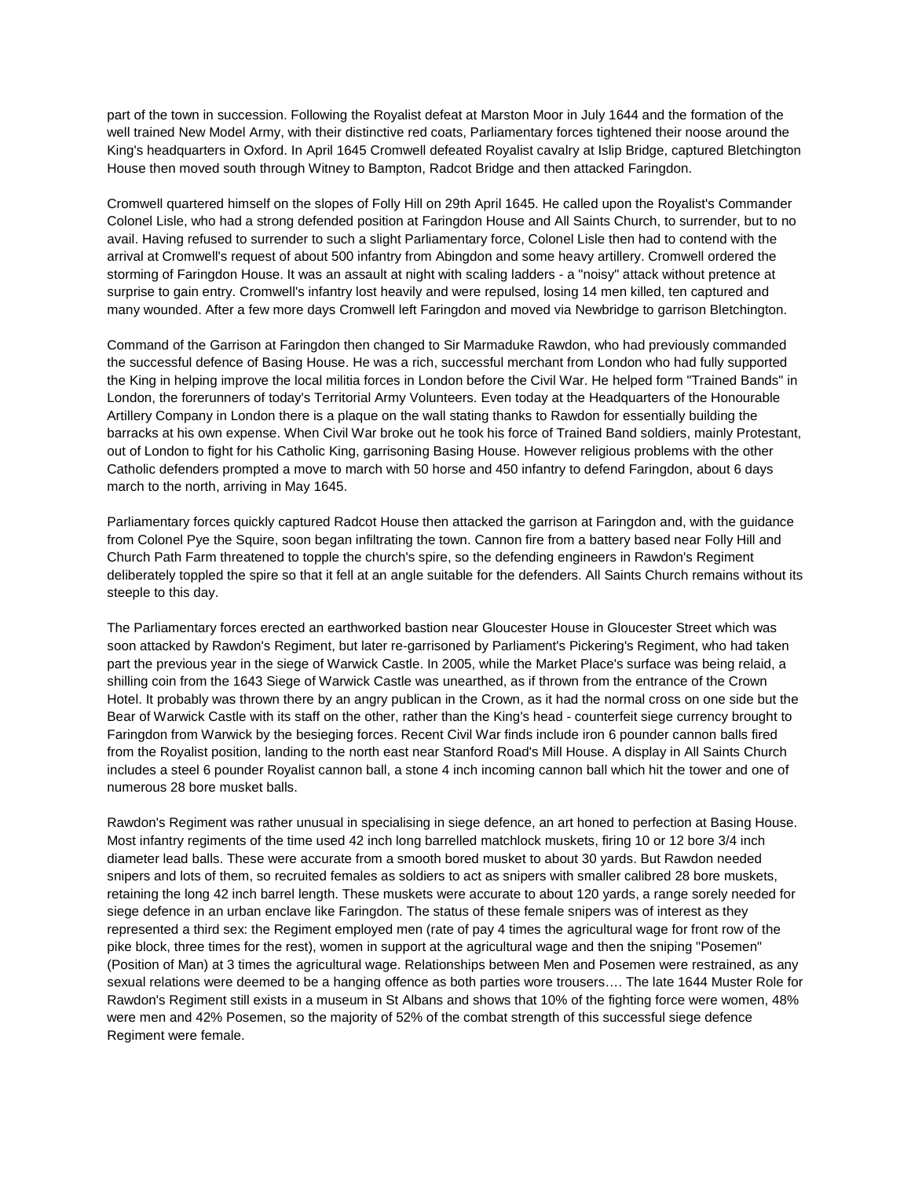part of the town in succession. Following the Royalist defeat at Marston Moor in July 1644 and the formation of the well trained New Model Army, with their distinctive red coats, Parliamentary forces tightened their noose around the King's headquarters in Oxford. In April 1645 Cromwell defeated Royalist cavalry at Islip Bridge, captured Bletchington House then moved south through Witney to Bampton, Radcot Bridge and then attacked Faringdon.

Cromwell quartered himself on the slopes of Folly Hill on 29th April 1645. He called upon the Royalist's Commander Colonel Lisle, who had a strong defended position at Faringdon House and All Saints Church, to surrender, but to no avail. Having refused to surrender to such a slight Parliamentary force, Colonel Lisle then had to contend with the arrival at Cromwell's request of about 500 infantry from Abingdon and some heavy artillery. Cromwell ordered the storming of Faringdon House. It was an assault at night with scaling ladders - a "noisy" attack without pretence at surprise to gain entry. Cromwell's infantry lost heavily and were repulsed, losing 14 men killed, ten captured and many wounded. After a few more days Cromwell left Faringdon and moved via Newbridge to garrison Bletchington.

Command of the Garrison at Faringdon then changed to Sir Marmaduke Rawdon, who had previously commanded the successful defence of Basing House. He was a rich, successful merchant from London who had fully supported the King in helping improve the local militia forces in London before the Civil War. He helped form "Trained Bands" in London, the forerunners of today's Territorial Army Volunteers. Even today at the Headquarters of the Honourable Artillery Company in London there is a plaque on the wall stating thanks to Rawdon for essentially building the barracks at his own expense. When Civil War broke out he took his force of Trained Band soldiers, mainly Protestant, out of London to fight for his Catholic King, garrisoning Basing House. However religious problems with the other Catholic defenders prompted a move to march with 50 horse and 450 infantry to defend Faringdon, about 6 days march to the north, arriving in May 1645.

Parliamentary forces quickly captured Radcot House then attacked the garrison at Faringdon and, with the guidance from Colonel Pye the Squire, soon began infiltrating the town. Cannon fire from a battery based near Folly Hill and Church Path Farm threatened to topple the church's spire, so the defending engineers in Rawdon's Regiment deliberately toppled the spire so that it fell at an angle suitable for the defenders. All Saints Church remains without its steeple to this day.

The Parliamentary forces erected an earthworked bastion near Gloucester House in Gloucester Street which was soon attacked by Rawdon's Regiment, but later re-garrisoned by Parliament's Pickering's Regiment, who had taken part the previous year in the siege of Warwick Castle. In 2005, while the Market Place's surface was being relaid, a shilling coin from the 1643 Siege of Warwick Castle was unearthed, as if thrown from the entrance of the Crown Hotel. It probably was thrown there by an angry publican in the Crown, as it had the normal cross on one side but the Bear of Warwick Castle with its staff on the other, rather than the King's head - counterfeit siege currency brought to Faringdon from Warwick by the besieging forces. Recent Civil War finds include iron 6 pounder cannon balls fired from the Royalist position, landing to the north east near Stanford Road's Mill House. A display in All Saints Church includes a steel 6 pounder Royalist cannon ball, a stone 4 inch incoming cannon ball which hit the tower and one of numerous 28 bore musket balls.

Rawdon's Regiment was rather unusual in specialising in siege defence, an art honed to perfection at Basing House. Most infantry regiments of the time used 42 inch long barrelled matchlock muskets, firing 10 or 12 bore 3/4 inch diameter lead balls. These were accurate from a smooth bored musket to about 30 yards. But Rawdon needed snipers and lots of them, so recruited females as soldiers to act as snipers with smaller calibred 28 bore muskets, retaining the long 42 inch barrel length. These muskets were accurate to about 120 yards, a range sorely needed for siege defence in an urban enclave like Faringdon. The status of these female snipers was of interest as they represented a third sex: the Regiment employed men (rate of pay 4 times the agricultural wage for front row of the pike block, three times for the rest), women in support at the agricultural wage and then the sniping "Posemen" (Position of Man) at 3 times the agricultural wage. Relationships between Men and Posemen were restrained, as any sexual relations were deemed to be a hanging offence as both parties wore trousers…. The late 1644 Muster Role for Rawdon's Regiment still exists in a museum in St Albans and shows that 10% of the fighting force were women, 48% were men and 42% Posemen, so the majority of 52% of the combat strength of this successful siege defence Regiment were female.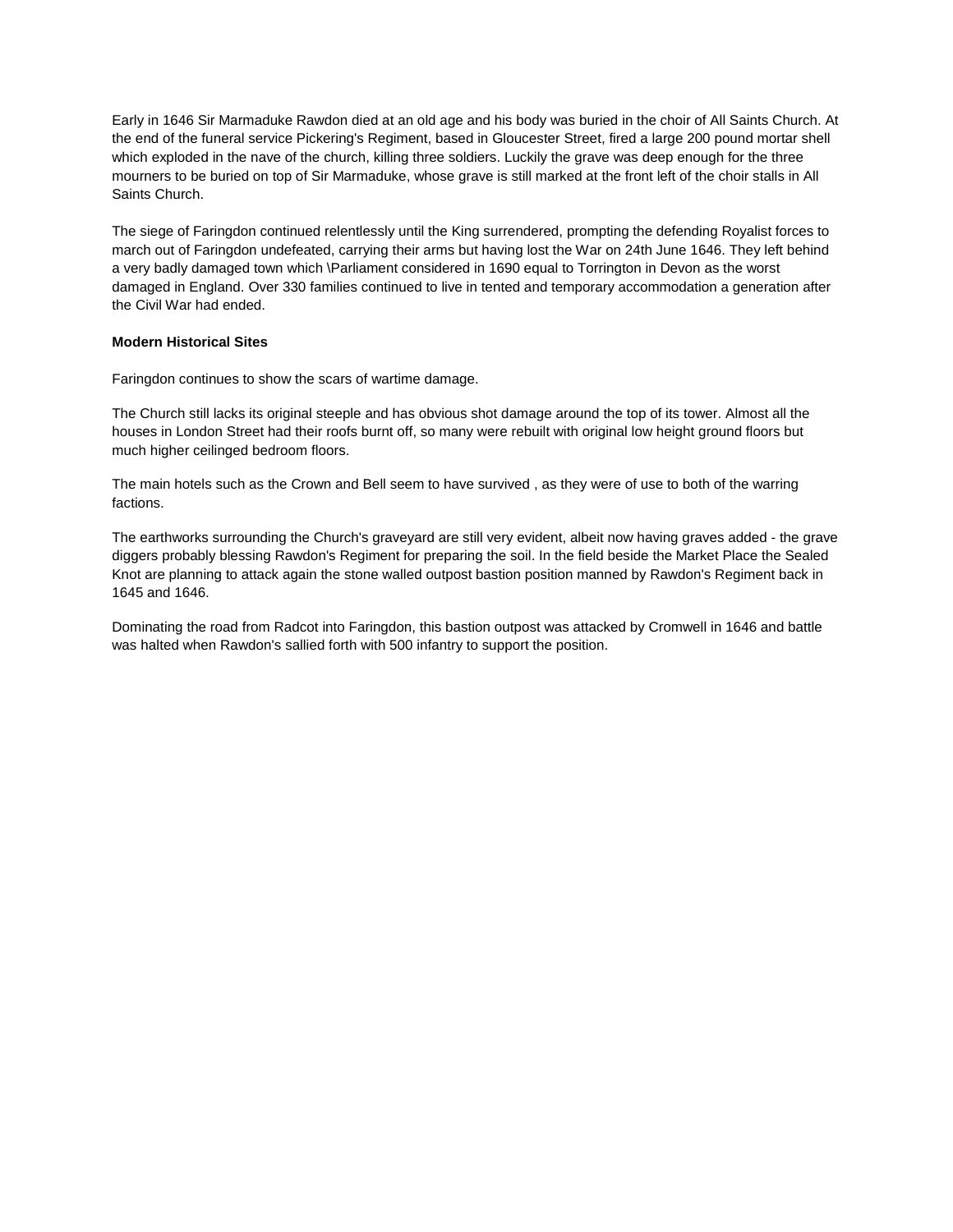Early in 1646 Sir Marmaduke Rawdon died at an old age and his body was buried in the choir of All Saints Church. At the end of the funeral service Pickering's Regiment, based in Gloucester Street, fired a large 200 pound mortar shell which exploded in the nave of the church, killing three soldiers. Luckily the grave was deep enough for the three mourners to be buried on top of Sir Marmaduke, whose grave is still marked at the front left of the choir stalls in All Saints Church.

The siege of Faringdon continued relentlessly until the King surrendered, prompting the defending Royalist forces to march out of Faringdon undefeated, carrying their arms but having lost the War on 24th June 1646. They left behind a very badly damaged town which \Parliament considered in 1690 equal to Torrington in Devon as the worst damaged in England. Over 330 families continued to live in tented and temporary accommodation a generation after the Civil War had ended.

**Modern Historical Sites**

Faringdon continues to show the scars of wartime damage.

The Church still lacks its original steeple and has obvious shot damage around the top of its tower. Almost all the houses in London Street had their roofs burnt off, so many were rebuilt with original low height ground floors but much higher ceilinged bedroom floors.

The main hotels such as the Crown and Bell seem to have survived , as they were of use to both of the warring factions.

The earthworks surrounding the Church's graveyard are still very evident, albeit now having graves added - the grave diggers probably blessing Rawdon's Regiment for preparing the soil. In the field beside the Market Place the Sealed Knot are planning to attack again the stone walled outpost bastion position manned by Rawdon's Regiment back in 1645 and 1646.

Dominating the road from Radcot into Faringdon, this bastion outpost was attacked by Cromwell in 1646 and battle was halted when Rawdon's sallied forth with 500 infantry to support the position.